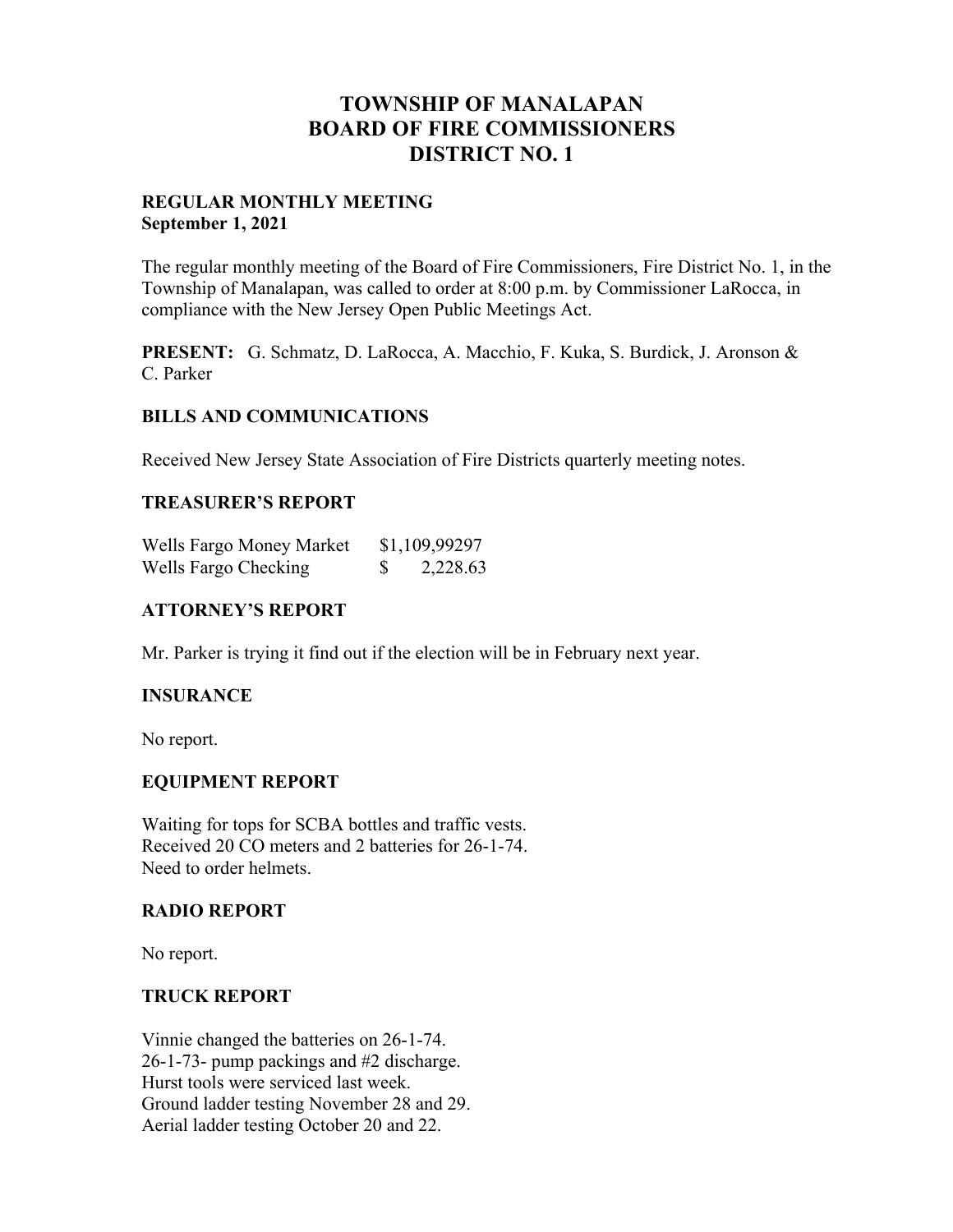# TOWNSHIP OF MANALAPAN
# BOARD OF FIRE COMMISSIONERS
# DISTRICT NO. 1

**REGULAR MONTHLY MEETING**
**September 1, 2021**

The regular monthly meeting of the Board of Fire Commissioners, Fire District No. 1, in the Township of Manalapan, was called to order at 8:00 p.m. by Commissioner LaRocca, in compliance with the New Jersey Open Public Meetings Act.

**PRESENT:** G. Schmatz, D. LaRocca, A. Macchio, F. Kuka, S. Burdick, J. Aronson & C. Parker

## BILLS AND COMMUNICATIONS

Received New Jersey State Association of Fire Districts quarterly meeting notes.

## TREASURER'S REPORT

| | |
|---|---|
| Wells Fargo Money Market | $1,109,99297 |
| Wells Fargo Checking | $ 2,228.63 |

## ATTORNEY'S REPORT

Mr. Parker is trying it find out if the election will be in February next year.

## INSURANCE

No report.

## EQUIPMENT REPORT

Waiting for tops for SCBA bottles and traffic vests.
Received 20 CO meters and 2 batteries for 26-1-74.
Need to order helmets.

## RADIO REPORT

No report.

## TRUCK REPORT

Vinnie changed the batteries on 26-1-74.
26-1-73- pump packings and #2 discharge.
Hurst tools were serviced last week.
Ground ladder testing November 28 and 29.
Aerial ladder testing October 20 and 22.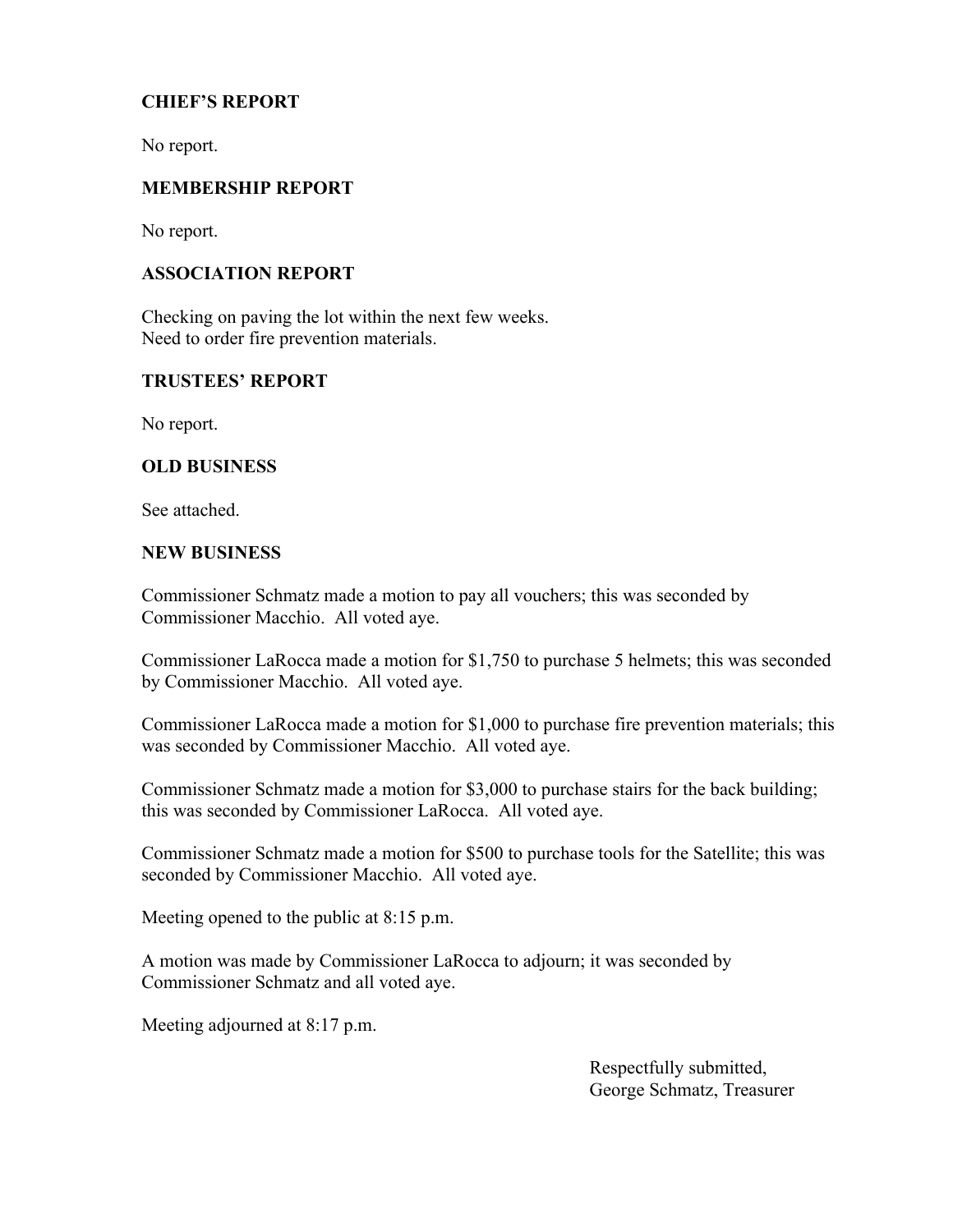**CHIEF'S REPORT**

No report.

**MEMBERSHIP REPORT**

No report.

**ASSOCIATION REPORT**

Checking on paving the lot within the next few weeks.
Need to order fire prevention materials.

**TRUSTEES' REPORT**

No report.

**OLD BUSINESS**

See attached.

**NEW BUSINESS**

Commissioner Schmatz made a motion to pay all vouchers; this was seconded by Commissioner Macchio. All voted aye.

Commissioner LaRocca made a motion for $1,750 to purchase 5 helmets; this was seconded by Commissioner Macchio. All voted aye.

Commissioner LaRocca made a motion for $1,000 to purchase fire prevention materials; this was seconded by Commissioner Macchio. All voted aye.

Commissioner Schmatz made a motion for $3,000 to purchase stairs for the back building; this was seconded by Commissioner LaRocca. All voted aye.

Commissioner Schmatz made a motion for $500 to purchase tools for the Satellite; this was seconded by Commissioner Macchio. All voted aye.

Meeting opened to the public at 8:15 p.m.

A motion was made by Commissioner LaRocca to adjourn; it was seconded by Commissioner Schmatz and all voted aye.

Meeting adjourned at 8:17 p.m.

Respectfully submitted,
George Schmatz, Treasurer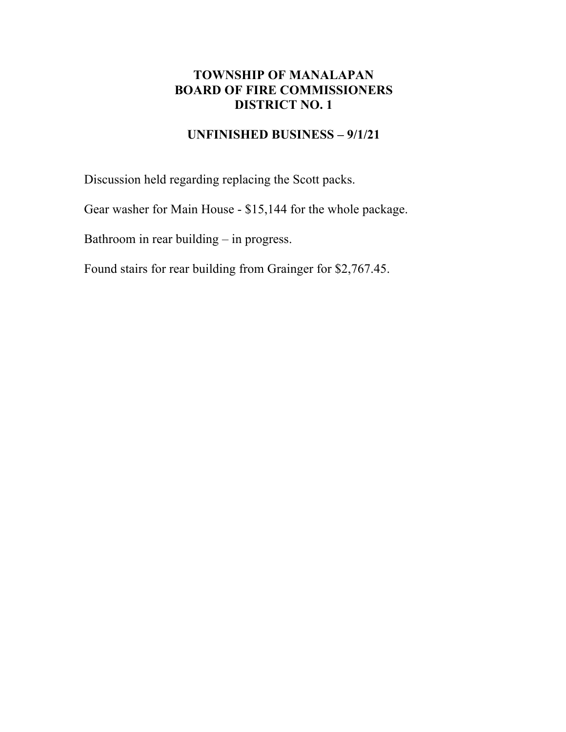# TOWNSHIP OF MANALAPAN
# BOARD OF FIRE COMMISSIONERS
# DISTRICT NO. 1

## UNFINISHED BUSINESS – 9/1/21

Discussion held regarding replacing the Scott packs.

Gear washer for Main House - $15,144 for the whole package.

Bathroom in rear building – in progress.

Found stairs for rear building from Grainger for $2,767.45.